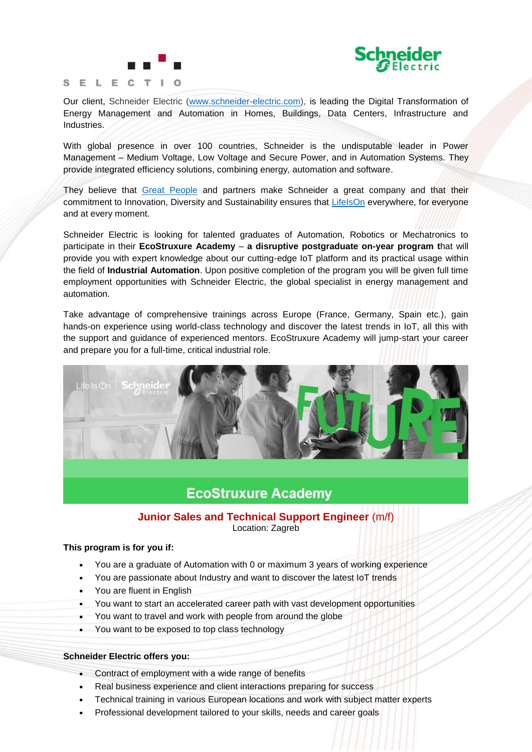Our client, Schneider Electric (www.schneider-electric.com), is leading the Digital Transformation of Energy Management and Automation in Homes, Buildings, Data Centers, Infrastructure and Industries.

With global presence in over 100 countries, Schneider is the undisputable leader in Power Management – Medium Voltage, Low Voltage and Secure Power, and in Automation Systems. They provide integrated efficiency solutions, combining energy, automation and software.

They believe that Great People and partners make Schneider a great company and that their commitment to Innovation, Diversity and Sustainability ensures that LifeIsOn everywhere, for everyone and at every moment.

Schneider Electric is looking for talented graduates of Automation, Robotics or Mechatronics to participate in their **EcoStruxure Academy** – **a disruptive postgraduate on-year program t**hat will provide you with expert knowledge about our cutting-edge IoT platform and its practical usage within the field of **Industrial Automation**. Upon positive completion of the program you will be given full time employment opportunities with Schneider Electric, the global specialist in energy management and automation.

Take advantage of comprehensive trainings across Europe (France, Germany, Spain etc.), gain hands-on experience using world-class technology and discover the latest trends in IoT, all this with the support and guidance of experienced mentors. EcoStruxure Academy will jump-start your career and prepare you for a full-time, critical industrial role.

## EcoStruxure Academy

### Junior Sales and Technical Support Engineer (m/f)

Location: Zagreb

**This program is for you if:**

- You are a graduate of Automation with 0 or maximum 3 years of working experience
- You are passionate about Industry and want to discover the latest IoT trends
- You are fluent in English
- You want to start an accelerated career path with vast development opportunities
- You want to travel and work with people from around the globe
- You want to be exposed to top class technology

**Schneider Electric offers you:**

- Contract of employment with a wide range of benefits
- Real business experience and client interactions preparing for success
- Technical training in various European locations and work with subject matter experts
- Professional development tailored to your skills, needs and career goals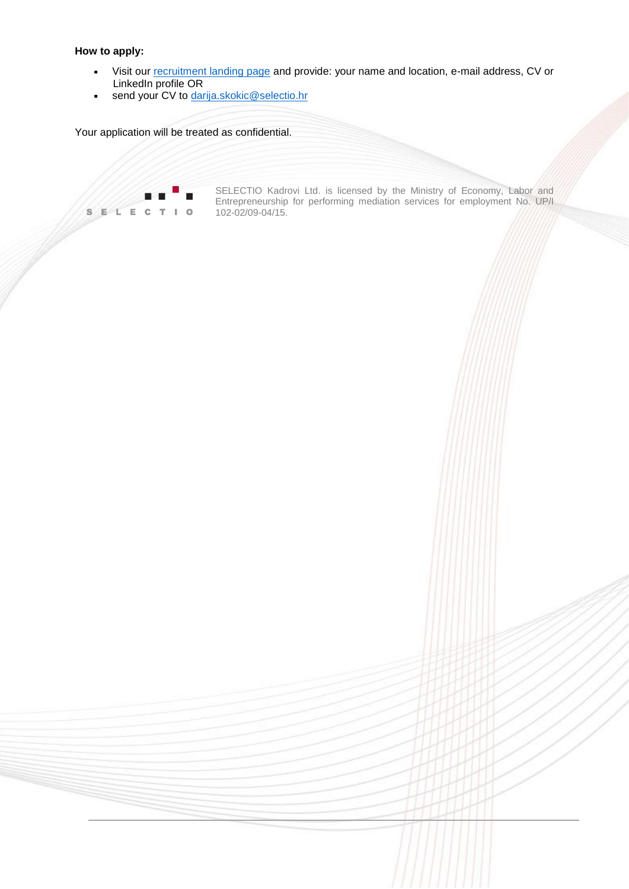**How to apply:**

- Visit our recruitment landing page and provide: your name and location, e-mail address, CV or LinkedIn profile OR
- send your CV to darija.skokic@selectio.hr

Your application will be treated as confidential.

SELECTIO

SELECTIO Kadrovi Ltd. is licensed by the Ministry of Economy, Labor and Entrepreneurship for performing mediation services for employment No. UP/I 102-02/09-04/15.